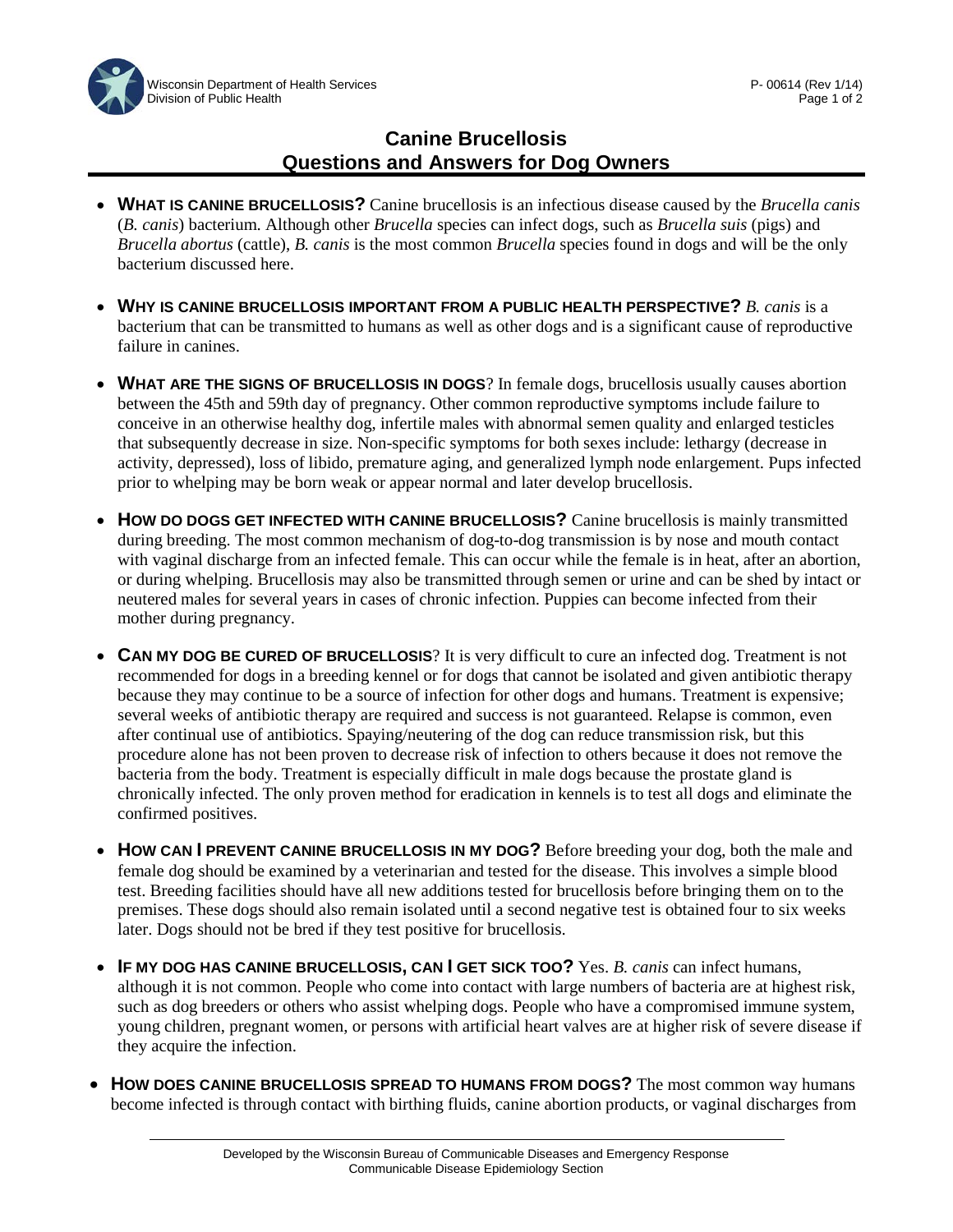# Canine Brucellosis
## Questions and Answers for Dog Owners

- **WHAT IS CANINE BRUCELLOSIS?** Canine brucellosis is an infectious disease caused by the *Brucella canis* (*B. canis*) bacterium. Although other *Brucella* species can infect dogs, such as *Brucella suis* (pigs) and *Brucella abortus* (cattle), *B. canis* is the most common *Brucella* species found in dogs and will be the only bacterium discussed here.

- **WHY IS CANINE BRUCELLOSIS IMPORTANT FROM A PUBLIC HEALTH PERSPECTIVE?** *B. canis* is a bacterium that can be transmitted to humans as well as other dogs and is a significant cause of reproductive failure in canines.

- **WHAT ARE THE SIGNS OF BRUCELLOSIS IN DOGS**? In female dogs, brucellosis usually causes abortion between the 45th and 59th day of pregnancy. Other common reproductive symptoms include failure to conceive in an otherwise healthy dog, infertile males with abnormal semen quality and enlarged testicles that subsequently decrease in size. Non-specific symptoms for both sexes include: lethargy (decrease in activity, depressed), loss of libido, premature aging, and generalized lymph node enlargement. Pups infected prior to whelping may be born weak or appear normal and later develop brucellosis.

- **HOW DO DOGS GET INFECTED WITH CANINE BRUCELLOSIS?** Canine brucellosis is mainly transmitted during breeding. The most common mechanism of dog-to-dog transmission is by nose and mouth contact with vaginal discharge from an infected female. This can occur while the female is in heat, after an abortion, or during whelping. Brucellosis may also be transmitted through semen or urine and can be shed by intact or neutered males for several years in cases of chronic infection. Puppies can become infected from their mother during pregnancy.

- **CAN MY DOG BE CURED OF BRUCELLOSIS**? It is very difficult to cure an infected dog. Treatment is not recommended for dogs in a breeding kennel or for dogs that cannot be isolated and given antibiotic therapy because they may continue to be a source of infection for other dogs and humans. Treatment is expensive; several weeks of antibiotic therapy are required and success is not guaranteed. Relapse is common, even after continual use of antibiotics. Spaying/neutering of the dog can reduce transmission risk, but this procedure alone has not been proven to decrease risk of infection to others because it does not remove the bacteria from the body. Treatment is especially difficult in male dogs because the prostate gland is chronically infected. The only proven method for eradication in kennels is to test all dogs and eliminate the confirmed positives.

- **HOW CAN I PREVENT CANINE BRUCELLOSIS IN MY DOG?** Before breeding your dog, both the male and female dog should be examined by a veterinarian and tested for the disease. This involves a simple blood test. Breeding facilities should have all new additions tested for brucellosis before bringing them on to the premises. These dogs should also remain isolated until a second negative test is obtained four to six weeks later. Dogs should not be bred if they test positive for brucellosis.

- **IF MY DOG HAS CANINE BRUCELLOSIS, CAN I GET SICK TOO?** Yes. *B. canis* can infect humans, although it is not common. People who come into contact with large numbers of bacteria are at highest risk, such as dog breeders or others who assist whelping dogs. People who have a compromised immune system, young children, pregnant women, or persons with artificial heart valves are at higher risk of severe disease if they acquire the infection.

- **HOW DOES CANINE BRUCELLOSIS SPREAD TO HUMANS FROM DOGS?** The most common way humans become infected is through contact with birthing fluids, canine abortion products, or vaginal discharges from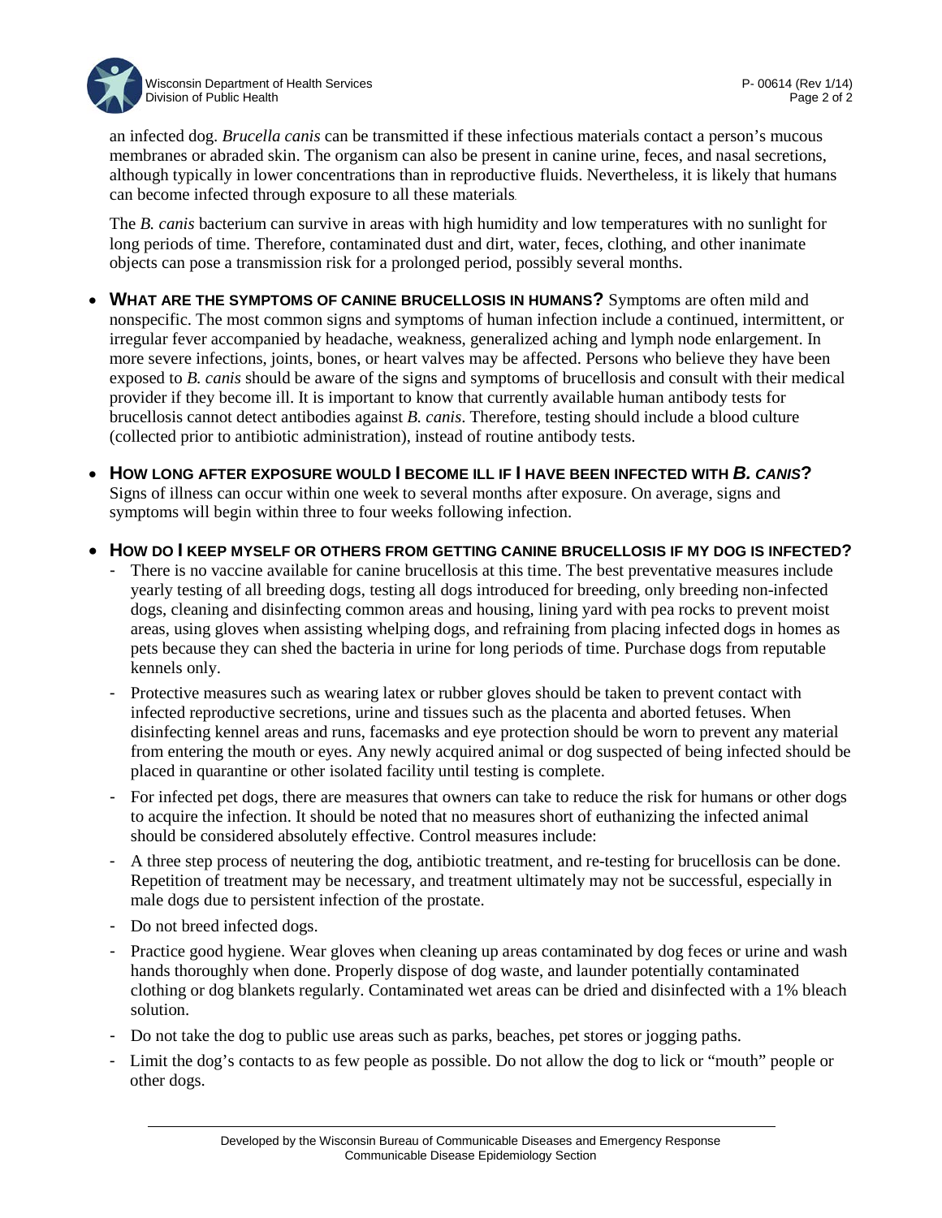an infected dog. *Brucella canis* can be transmitted if these infectious materials contact a person's mucous membranes or abraded skin. The organism can also be present in canine urine, feces, and nasal secretions, although typically in lower concentrations than in reproductive fluids. Nevertheless, it is likely that humans can become infected through exposure to all these materials.

The *B. canis* bacterium can survive in areas with high humidity and low temperatures with no sunlight for long periods of time. Therefore, contaminated dust and dirt, water, feces, clothing, and other inanimate objects can pose a transmission risk for a prolonged period, possibly several months.

- **WHAT ARE THE SYMPTOMS OF CANINE BRUCELLOSIS IN HUMANS?** Symptoms are often mild and nonspecific. The most common signs and symptoms of human infection include a continued, intermittent, or irregular fever accompanied by headache, weakness, generalized aching and lymph node enlargement. In more severe infections, joints, bones, or heart valves may be affected. Persons who believe they have been exposed to *B. canis* should be aware of the signs and symptoms of brucellosis and consult with their medical provider if they become ill. It is important to know that currently available human antibody tests for brucellosis cannot detect antibodies against *B. canis*. Therefore, testing should include a blood culture (collected prior to antibiotic administration), instead of routine antibody tests.

- **HOW LONG AFTER EXPOSURE WOULD I BECOME ILL IF I HAVE BEEN INFECTED WITH *B. CANIS*?** Signs of illness can occur within one week to several months after exposure. On average, signs and symptoms will begin within three to four weeks following infection.

- **HOW DO I KEEP MYSELF OR OTHERS FROM GETTING CANINE BRUCELLOSIS IF MY DOG IS INFECTED?**
  - There is no vaccine available for canine brucellosis at this time. The best preventative measures include yearly testing of all breeding dogs, testing all dogs introduced for breeding, only breeding non-infected dogs, cleaning and disinfecting common areas and housing, lining yard with pea rocks to prevent moist areas, using gloves when assisting whelping dogs, and refraining from placing infected dogs in homes as pets because they can shed the bacteria in urine for long periods of time. Purchase dogs from reputable kennels only.
  - Protective measures such as wearing latex or rubber gloves should be taken to prevent contact with infected reproductive secretions, urine and tissues such as the placenta and aborted fetuses. When disinfecting kennel areas and runs, facemasks and eye protection should be worn to prevent any material from entering the mouth or eyes. Any newly acquired animal or dog suspected of being infected should be placed in quarantine or other isolated facility until testing is complete.
  - For infected pet dogs, there are measures that owners can take to reduce the risk for humans or other dogs to acquire the infection. It should be noted that no measures short of euthanizing the infected animal should be considered absolutely effective. Control measures include:
  - A three step process of neutering the dog, antibiotic treatment, and re-testing for brucellosis can be done. Repetition of treatment may be necessary, and treatment ultimately may not be successful, especially in male dogs due to persistent infection of the prostate.
  - Do not breed infected dogs.
  - Practice good hygiene. Wear gloves when cleaning up areas contaminated by dog feces or urine and wash hands thoroughly when done. Properly dispose of dog waste, and launder potentially contaminated clothing or dog blankets regularly. Contaminated wet areas can be dried and disinfected with a 1% bleach solution.
  - Do not take the dog to public use areas such as parks, beaches, pet stores or jogging paths.
  - Limit the dog's contacts to as few people as possible. Do not allow the dog to lick or "mouth" people or other dogs.

Developed by the Wisconsin Bureau of Communicable Diseases and Emergency Response
Communicable Disease Epidemiology Section